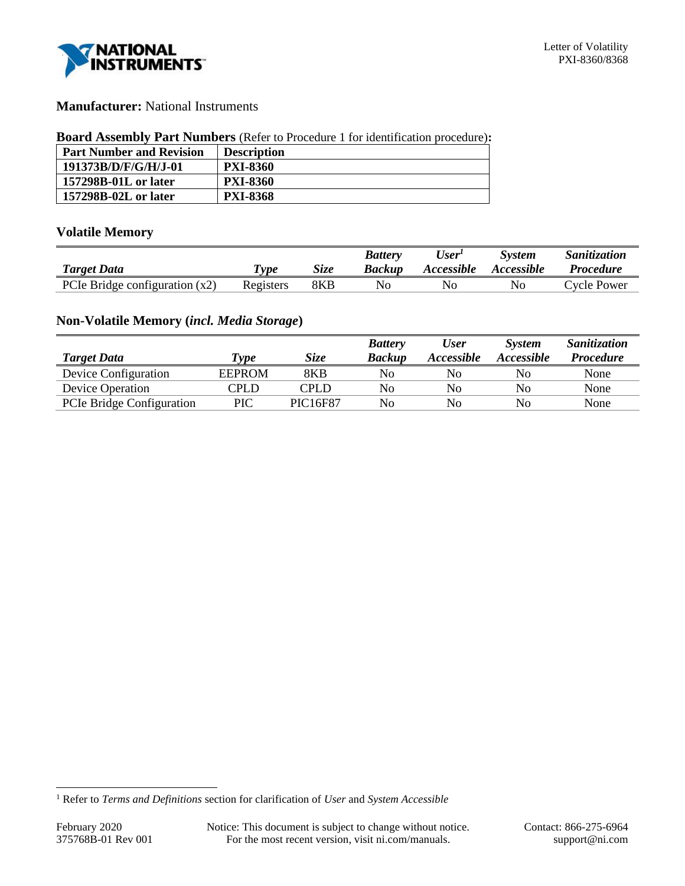**Manufacturer:** National Instruments

**Board Assembly Part Numbers** (Refer to Procedure 1 for identification procedure)**:**

| Part Number and Revision | Description |
|---|---|
| 191373B/D/F/G/H/J-01 | PXI-8360 |
| 157298B-01L or later | PXI-8360 |
| 157298B-02L or later | PXI-8368 |

## Volatile Memory

| *Target Data* | *Type* | *Size* | *Battery Backup* | *User[1] Accessible* | *System Accessible* | *Sanitization Procedure* |
|---|---|---|---|---|---|---|
| PCIe Bridge configuration (x2) | Registers | 8KB | No | No | No | Cycle Power |

## Non-Volatile Memory (*incl. Media Storage*)

| *Target Data* | *Type* | *Size* | *Battery Backup* | *User Accessible* | *System Accessible* | *Sanitization Procedure* |
|---|---|---|---|---|---|---|
| Device Configuration | EEPROM | 8KB | No | No | No | None |
| Device Operation | CPLD | CPLD | No | No | No | None |
| PCIe Bridge Configuration | PIC | PIC16F87 | No | No | No | None |

[1] Refer to *Terms and Definitions* section for clarification of *User* and *System Accessible*

February 2020
375768B-01 Rev 001

Notice: This document is subject to change without notice.
For the most recent version, visit ni.com/manuals.

Contact: 866-275-6964
support@ni.com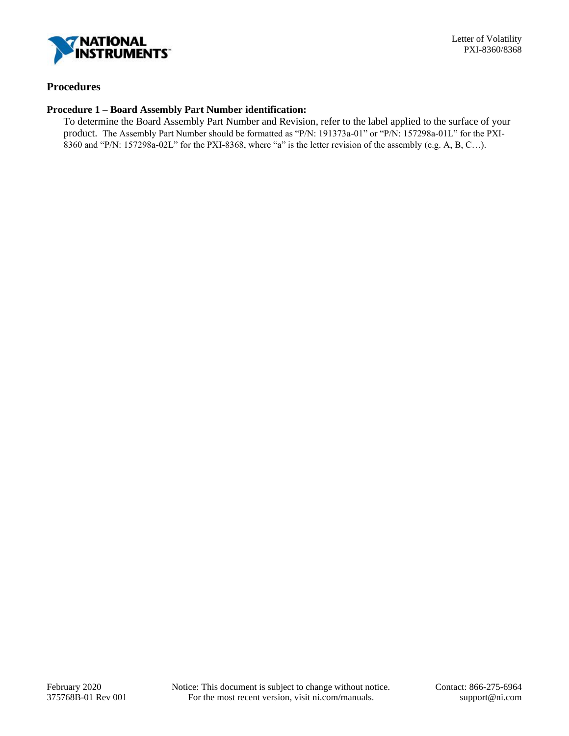## Procedures

### Procedure 1 – Board Assembly Part Number identification:

To determine the Board Assembly Part Number and Revision, refer to the label applied to the surface of your product. The Assembly Part Number should be formatted as "P/N: 191373a-01" or "P/N: 157298a-01L" for the PXI-8360 and "P/N: 157298a-02L" for the PXI-8368, where "a" is the letter revision of the assembly (e.g. A, B, C…).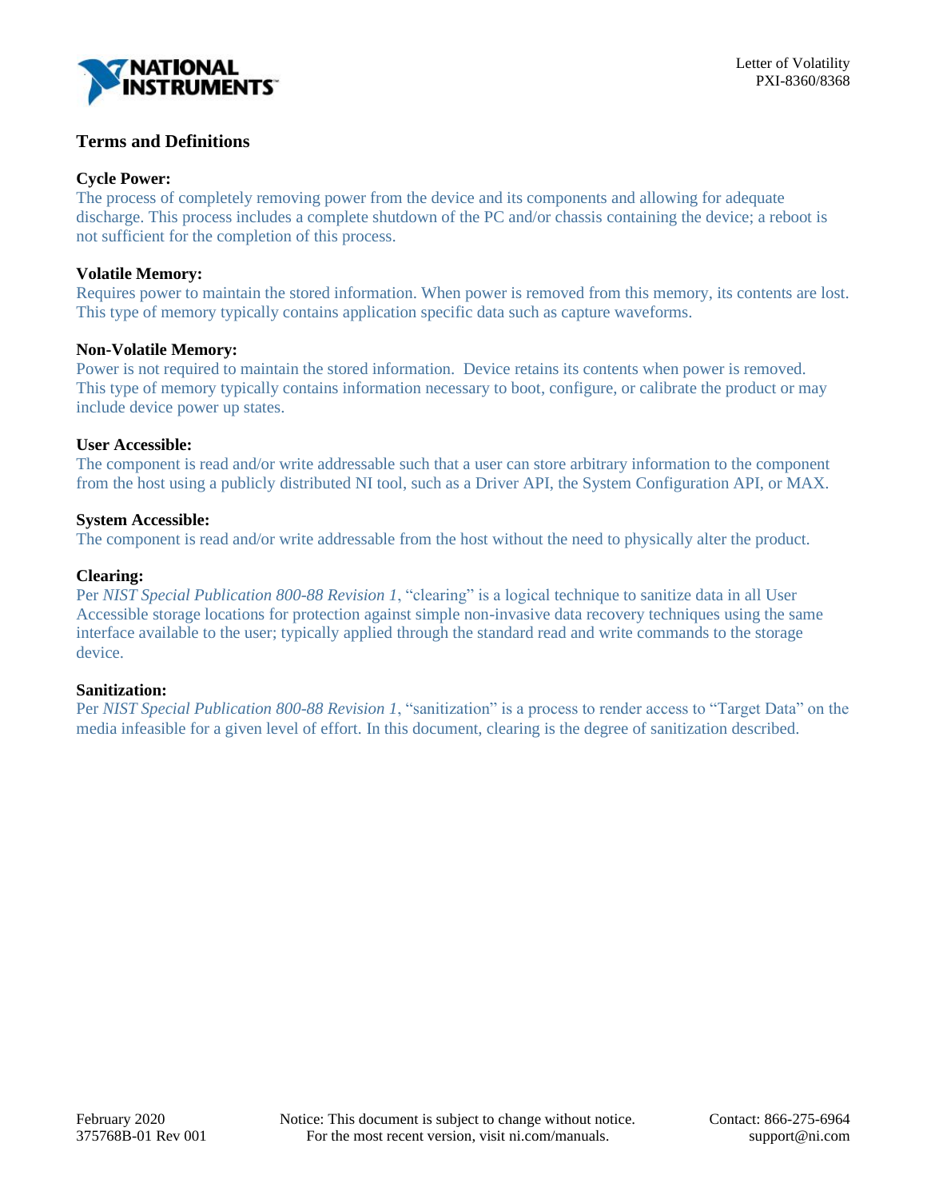## Terms and Definitions

**Cycle Power:**
The process of completely removing power from the device and its components and allowing for adequate discharge. This process includes a complete shutdown of the PC and/or chassis containing the device; a reboot is not sufficient for the completion of this process.

**Volatile Memory:**
Requires power to maintain the stored information. When power is removed from this memory, its contents are lost. This type of memory typically contains application specific data such as capture waveforms.

**Non-Volatile Memory:**
Power is not required to maintain the stored information. Device retains its contents when power is removed. This type of memory typically contains information necessary to boot, configure, or calibrate the product or may include device power up states.

**User Accessible:**
The component is read and/or write addressable such that a user can store arbitrary information to the component from the host using a publicly distributed NI tool, such as a Driver API, the System Configuration API, or MAX.

**System Accessible:**
The component is read and/or write addressable from the host without the need to physically alter the product.

**Clearing:**
Per *NIST Special Publication 800-88 Revision 1*, "clearing" is a logical technique to sanitize data in all User Accessible storage locations for protection against simple non-invasive data recovery techniques using the same interface available to the user; typically applied through the standard read and write commands to the storage device.

**Sanitization:**
Per *NIST Special Publication 800-88 Revision 1*, "sanitization" is a process to render access to "Target Data" on the media infeasible for a given level of effort. In this document, clearing is the degree of sanitization described.